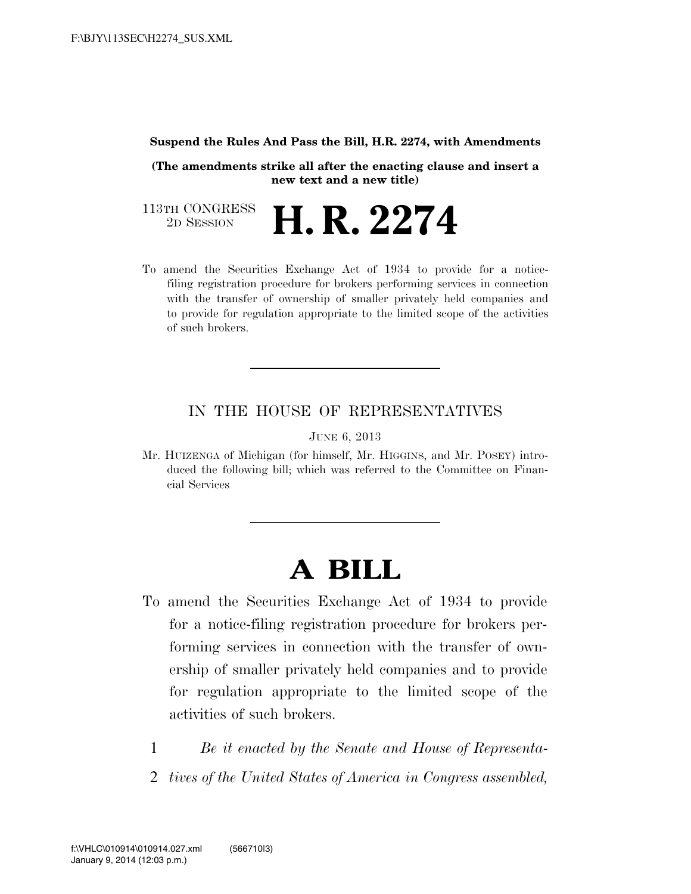**Suspend the Rules And Pass the Bill, H.R. 2274, with Amendments**

**(The amendments strike all after the enacting clause and insert a new text and a new title)**

113TH CONGRESS
2D SESSION

# H. R. 2274

To amend the Securities Exchange Act of 1934 to provide for a notice-filing registration procedure for brokers performing services in connection with the transfer of ownership of smaller privately held companies and to provide for regulation appropriate to the limited scope of the activities of such brokers.

---

IN THE HOUSE OF REPRESENTATIVES

JUNE 6, 2013

Mr. HUIZENGA of Michigan (for himself, Mr. HIGGINS, and Mr. POSEY) introduced the following bill; which was referred to the Committee on Financial Services

---

# A BILL

To amend the Securities Exchange Act of 1934 to provide for a notice-filing registration procedure for brokers performing services in connection with the transfer of ownership of smaller privately held companies and to provide for regulation appropriate to the limited scope of the activities of such brokers.

1 *Be it enacted by the Senate and House of Representa-*
2 *tives of the United States of America in Congress assembled,*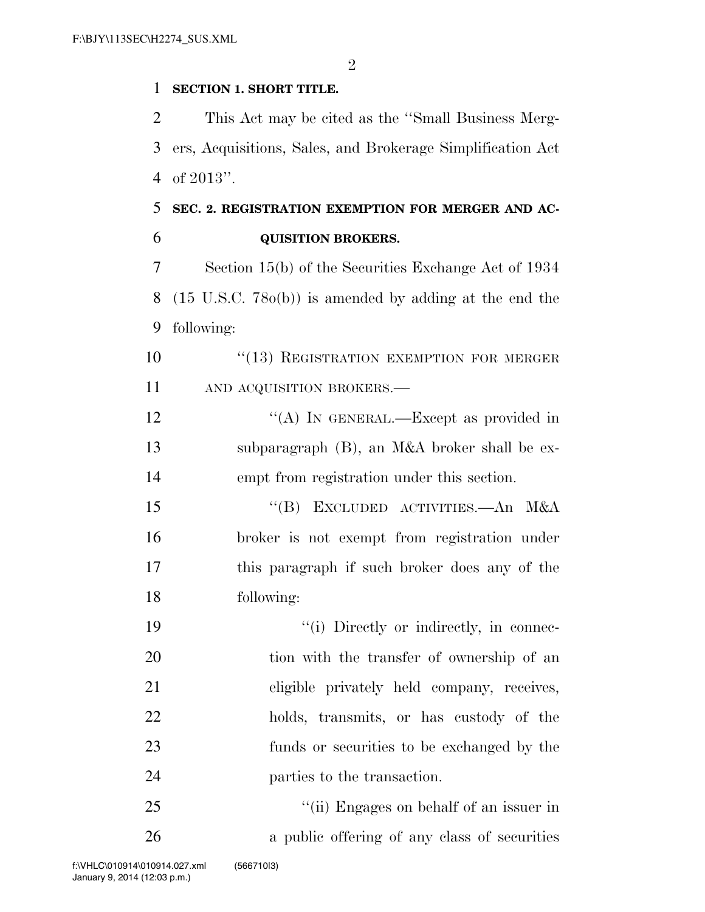**SECTION 1. SHORT TITLE.**

This Act may be cited as the "Small Business Mergers, Acquisitions, Sales, and Brokerage Simplification Act of 2013".

**SEC. 2. REGISTRATION EXEMPTION FOR MERGER AND ACQUISITION BROKERS.**

Section 15(b) of the Securities Exchange Act of 1934 (15 U.S.C. 78o(b)) is amended by adding at the end the following:

"(13) REGISTRATION EXEMPTION FOR MERGER AND ACQUISITION BROKERS.—

"(A) IN GENERAL.—Except as provided in subparagraph (B), an M&A broker shall be exempt from registration under this section.

"(B) EXCLUDED ACTIVITIES.—An M&A broker is not exempt from registration under this paragraph if such broker does any of the following:

"(i) Directly or indirectly, in connection with the transfer of ownership of an eligible privately held company, receives, holds, transmits, or has custody of the funds or securities to be exchanged by the parties to the transaction.

"(ii) Engages on behalf of an issuer in a public offering of any class of securities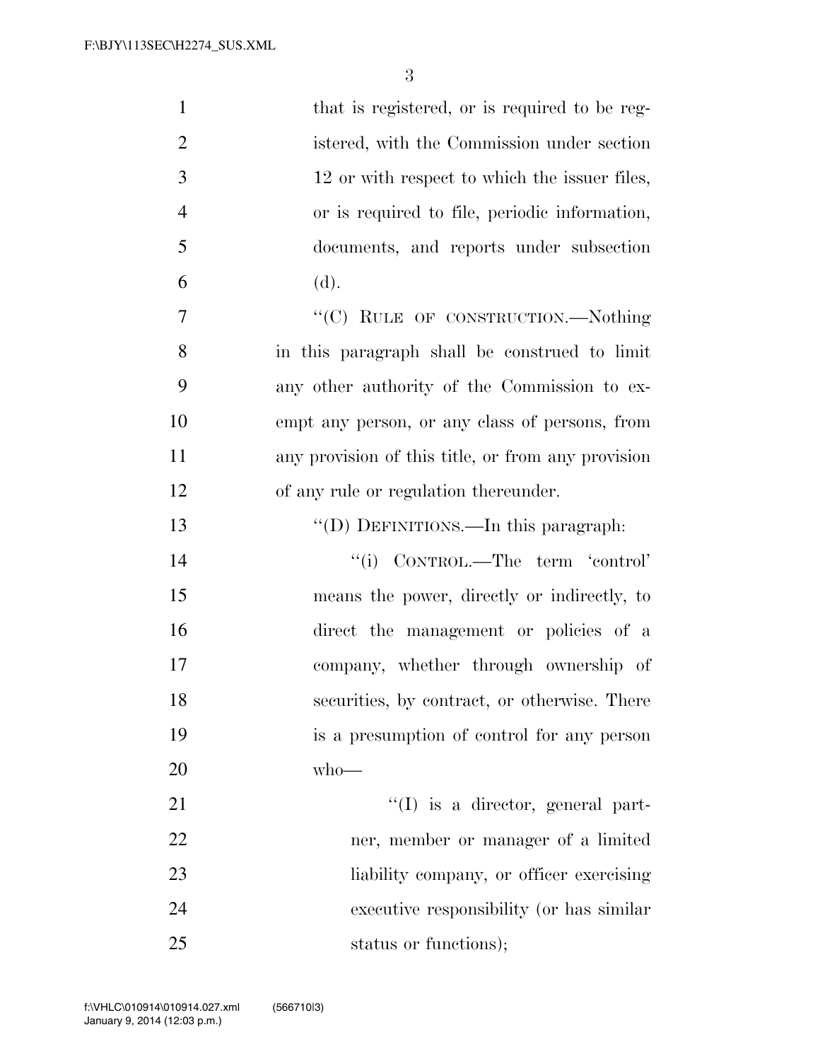that is registered, or is required to be registered, with the Commission under section 12 or with respect to which the issuer files, or is required to file, periodic information, documents, and reports under subsection (d).

''(C) RULE OF CONSTRUCTION.—Nothing in this paragraph shall be construed to limit any other authority of the Commission to exempt any person, or any class of persons, from any provision of this title, or from any provision of any rule or regulation thereunder.

''(D) DEFINITIONS.—In this paragraph:

''(i) CONTROL.—The term 'control' means the power, directly or indirectly, to direct the management or policies of a company, whether through ownership of securities, by contract, or otherwise. There is a presumption of control for any person who—

''(I) is a director, general partner, member or manager of a limited liability company, or officer exercising executive responsibility (or has similar status or functions);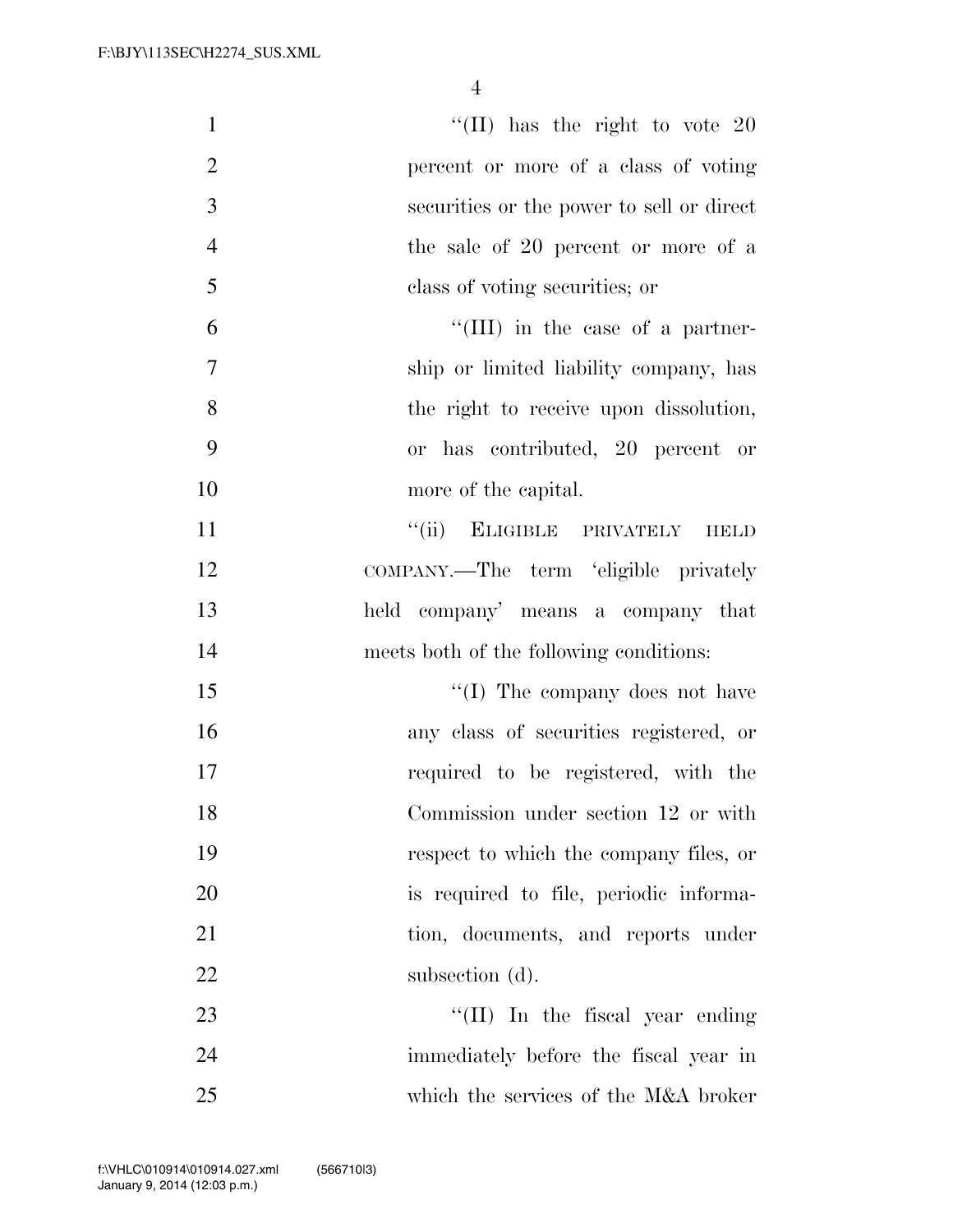''(II) has the right to vote 20 percent or more of a class of voting securities or the power to sell or direct the sale of 20 percent or more of a class of voting securities; or

''(III) in the case of a partnership or limited liability company, has the right to receive upon dissolution, or has contributed, 20 percent or more of the capital.

''(ii) ELIGIBLE PRIVATELY HELD COMPANY.—The term 'eligible privately held company' means a company that meets both of the following conditions:

''(I) The company does not have any class of securities registered, or required to be registered, with the Commission under section 12 or with respect to which the company files, or is required to file, periodic information, documents, and reports under subsection (d).

''(II) In the fiscal year ending immediately before the fiscal year in which the services of the M&A broker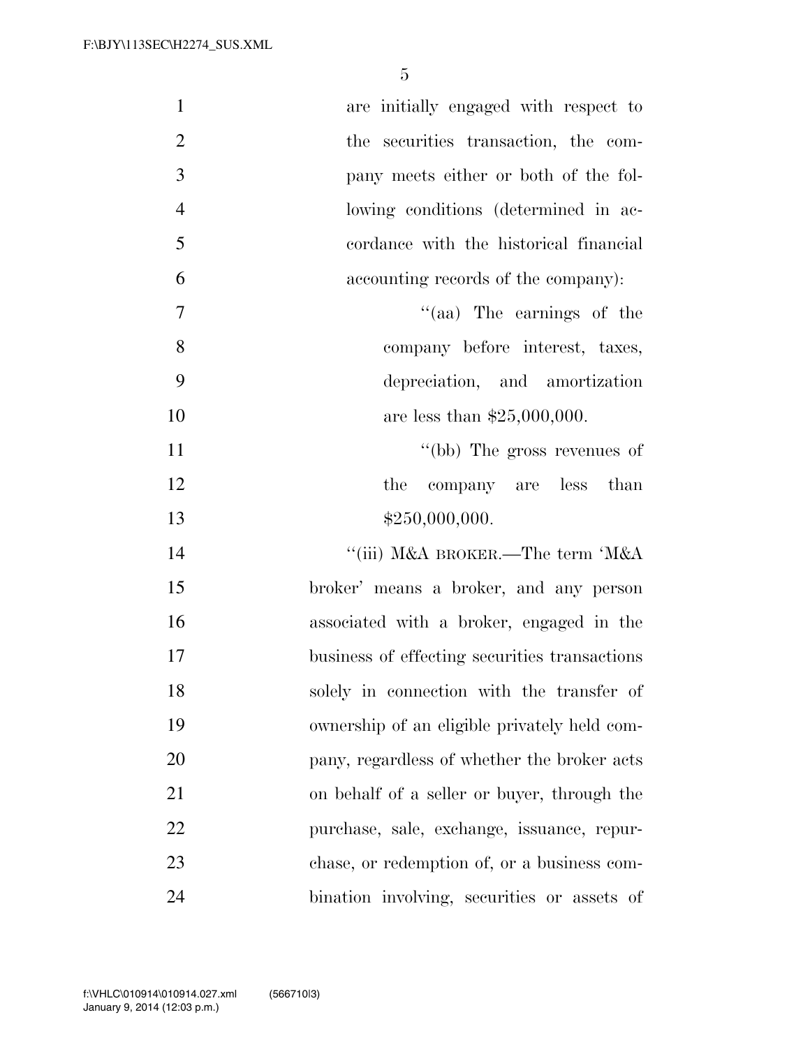are initially engaged with respect to the securities transaction, the company meets either or both of the following conditions (determined in accordance with the historical financial accounting records of the company):

"(aa) The earnings of the company before interest, taxes, depreciation, and amortization are less than $25,000,000.

"(bb) The gross revenues of the company are less than $250,000,000.

"(iii) M&A BROKER.—The term 'M&A broker' means a broker, and any person associated with a broker, engaged in the business of effecting securities transactions solely in connection with the transfer of ownership of an eligible privately held company, regardless of whether the broker acts on behalf of a seller or buyer, through the purchase, sale, exchange, issuance, repurchase, or redemption of, or a business combination involving, securities or assets of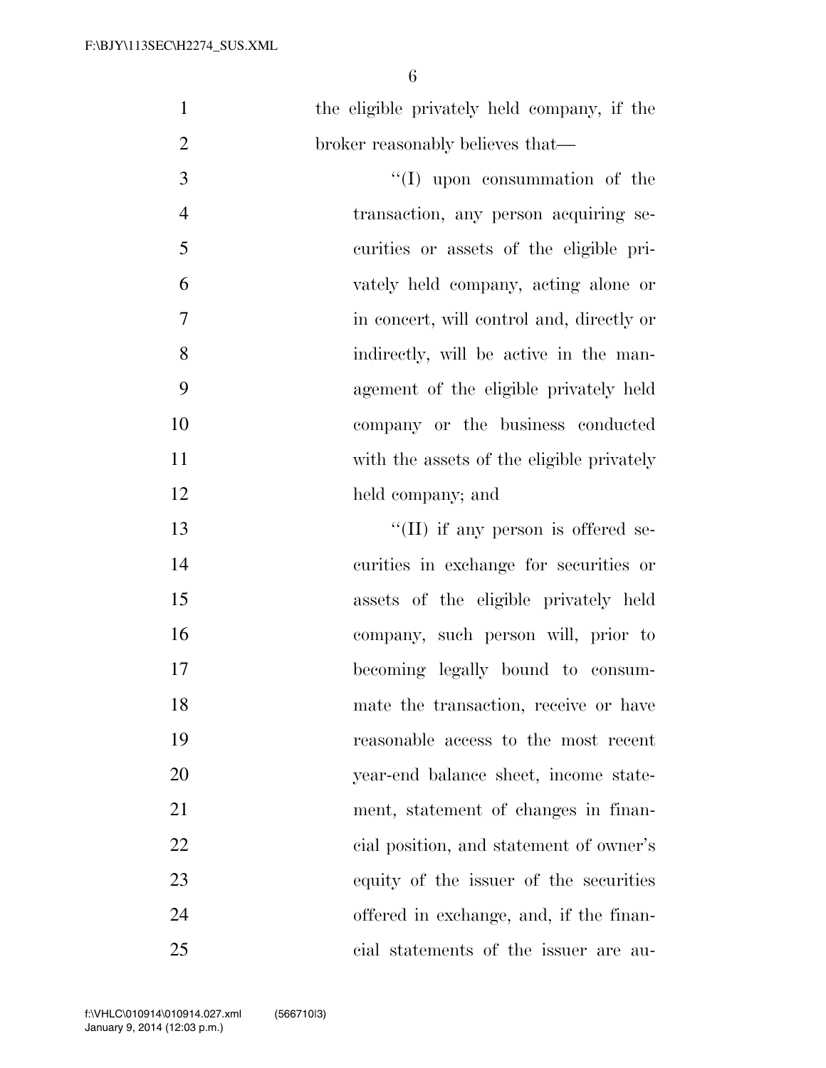the eligible privately held company, if the broker reasonably believes that—

''(I) upon consummation of the transaction, any person acquiring securities or assets of the eligible privately held company, acting alone or in concert, will control and, directly or indirectly, will be active in the management of the eligible privately held company or the business conducted with the assets of the eligible privately held company; and

''(II) if any person is offered securities in exchange for securities or assets of the eligible privately held company, such person will, prior to becoming legally bound to consummate the transaction, receive or have reasonable access to the most recent year-end balance sheet, income statement, statement of changes in financial position, and statement of owner's equity of the issuer of the securities offered in exchange, and, if the financial statements of the issuer are au-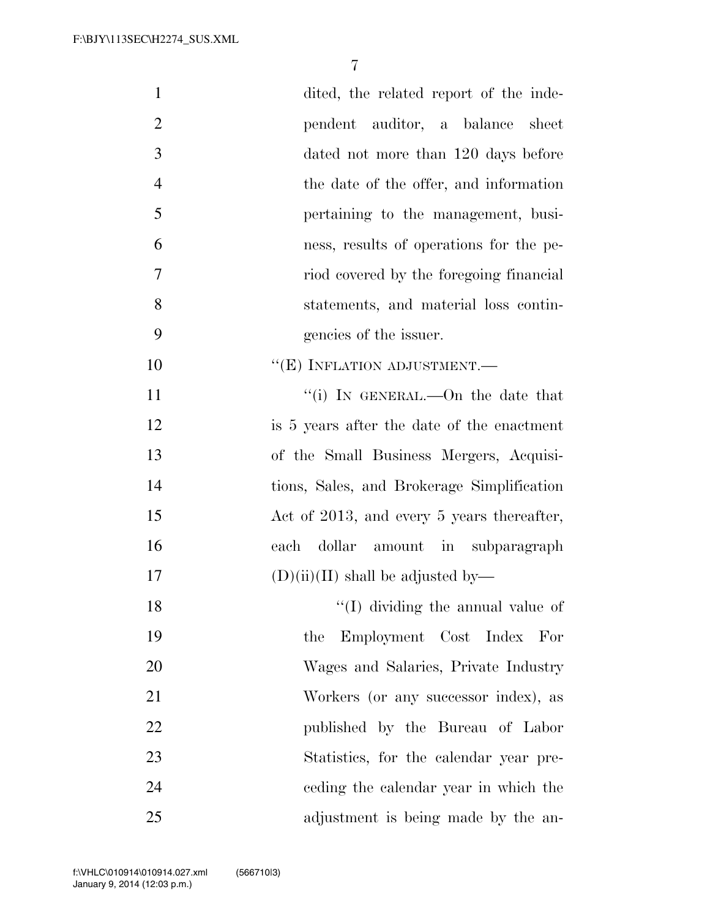dited, the related report of the independent auditor, a balance sheet dated not more than 120 days before the date of the offer, and information pertaining to the management, business, results of operations for the period covered by the foregoing financial statements, and material loss contingencies of the issuer.

''(E) INFLATION ADJUSTMENT.—

''(i) IN GENERAL.—On the date that is 5 years after the date of the enactment of the Small Business Mergers, Acquisitions, Sales, and Brokerage Simplification Act of 2013, and every 5 years thereafter, each dollar amount in subparagraph (D)(ii)(II) shall be adjusted by—

''(I) dividing the annual value of the Employment Cost Index For Wages and Salaries, Private Industry Workers (or any successor index), as published by the Bureau of Labor Statistics, for the calendar year preceding the calendar year in which the adjustment is being made by the an-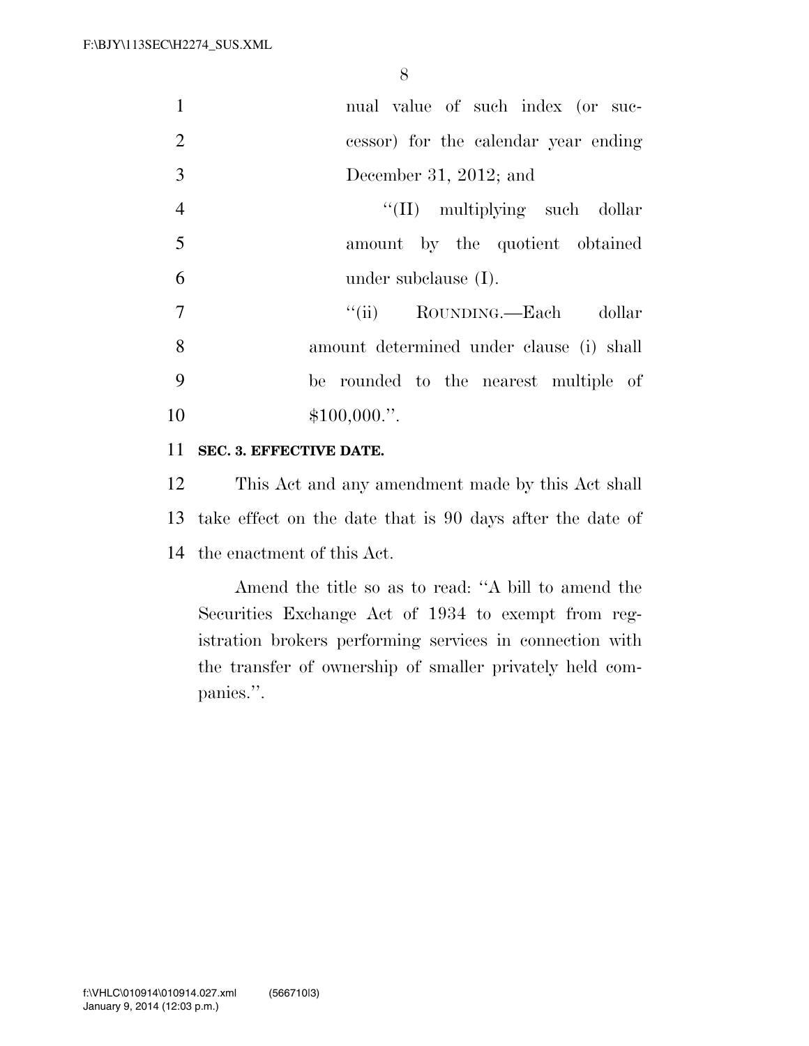nual value of such index (or successor) for the calendar year ending December 31, 2012; and

"(II) multiplying such dollar amount by the quotient obtained under subclause (I).

"(ii) ROUNDING.—Each dollar amount determined under clause (i) shall be rounded to the nearest multiple of $100,000.".

**SEC. 3. EFFECTIVE DATE.**

This Act and any amendment made by this Act shall take effect on the date that is 90 days after the date of the enactment of this Act.

Amend the title so as to read: "A bill to amend the Securities Exchange Act of 1934 to exempt from registration brokers performing services in connection with the transfer of ownership of smaller privately held companies.".